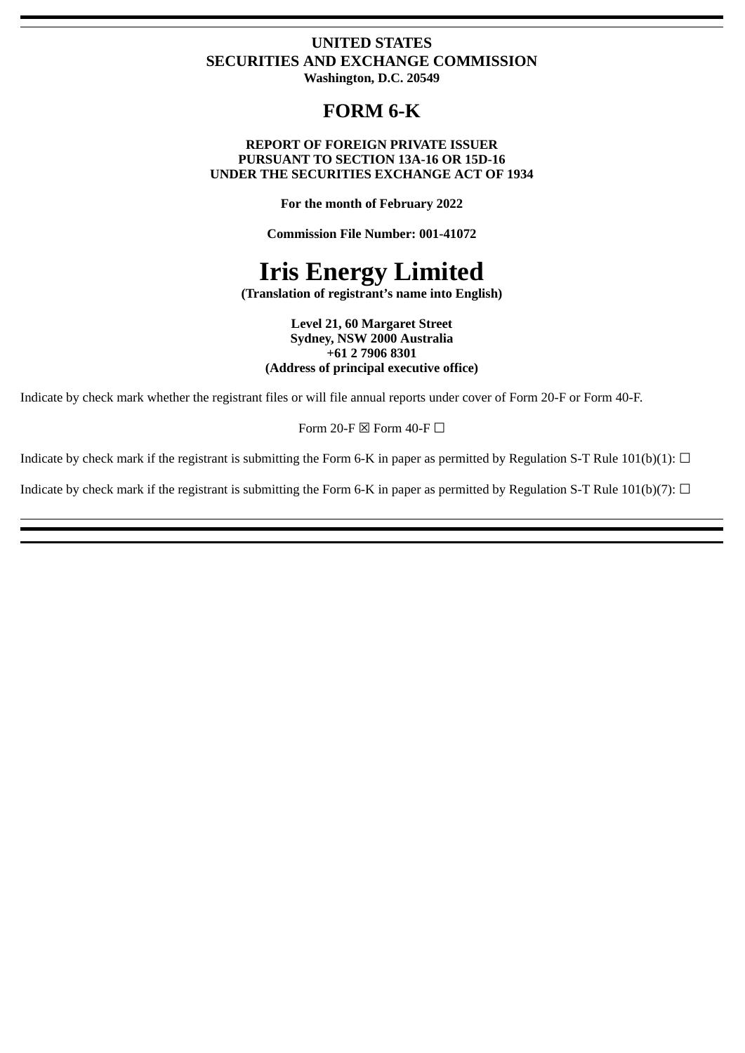**UNITED STATES**
**SECURITIES AND EXCHANGE COMMISSION**
**Washington, D.C. 20549**

# FORM 6-K

**REPORT OF FOREIGN PRIVATE ISSUER**
**PURSUANT TO SECTION 13A-16 OR 15D-16**
**UNDER THE SECURITIES EXCHANGE ACT OF 1934**

**For the month of February 2022**

**Commission File Number: 001-41072**

# Iris Energy Limited

**(Translation of registrant's name into English)**

**Level 21, 60 Margaret Street**
**Sydney, NSW 2000 Australia**
**+61 2 7906 8301**
**(Address of principal executive office)**

Indicate by check mark whether the registrant files or will file annual reports under cover of Form 20-F or Form 40-F.

Form 20-F ☒ Form 40-F ☐

Indicate by check mark if the registrant is submitting the Form 6-K in paper as permitted by Regulation S-T Rule 101(b)(1): ☐

Indicate by check mark if the registrant is submitting the Form 6-K in paper as permitted by Regulation S-T Rule 101(b)(7): ☐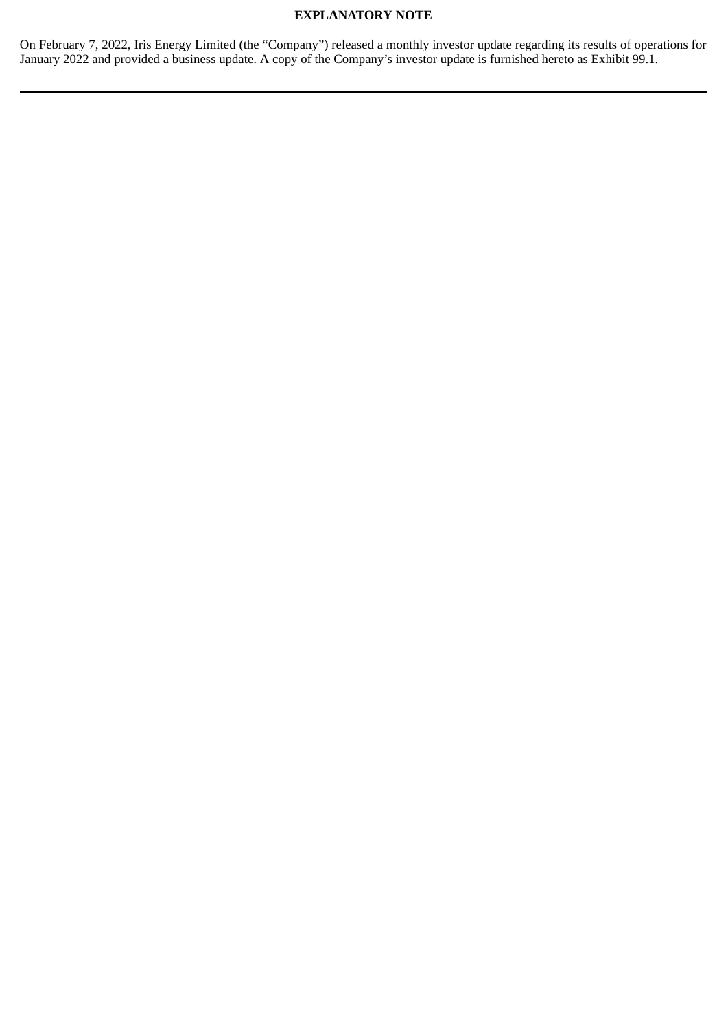**EXPLANATORY NOTE**

On February 7, 2022, Iris Energy Limited (the "Company") released a monthly investor update regarding its results of operations for January 2022 and provided a business update. A copy of the Company's investor update is furnished hereto as Exhibit 99.1.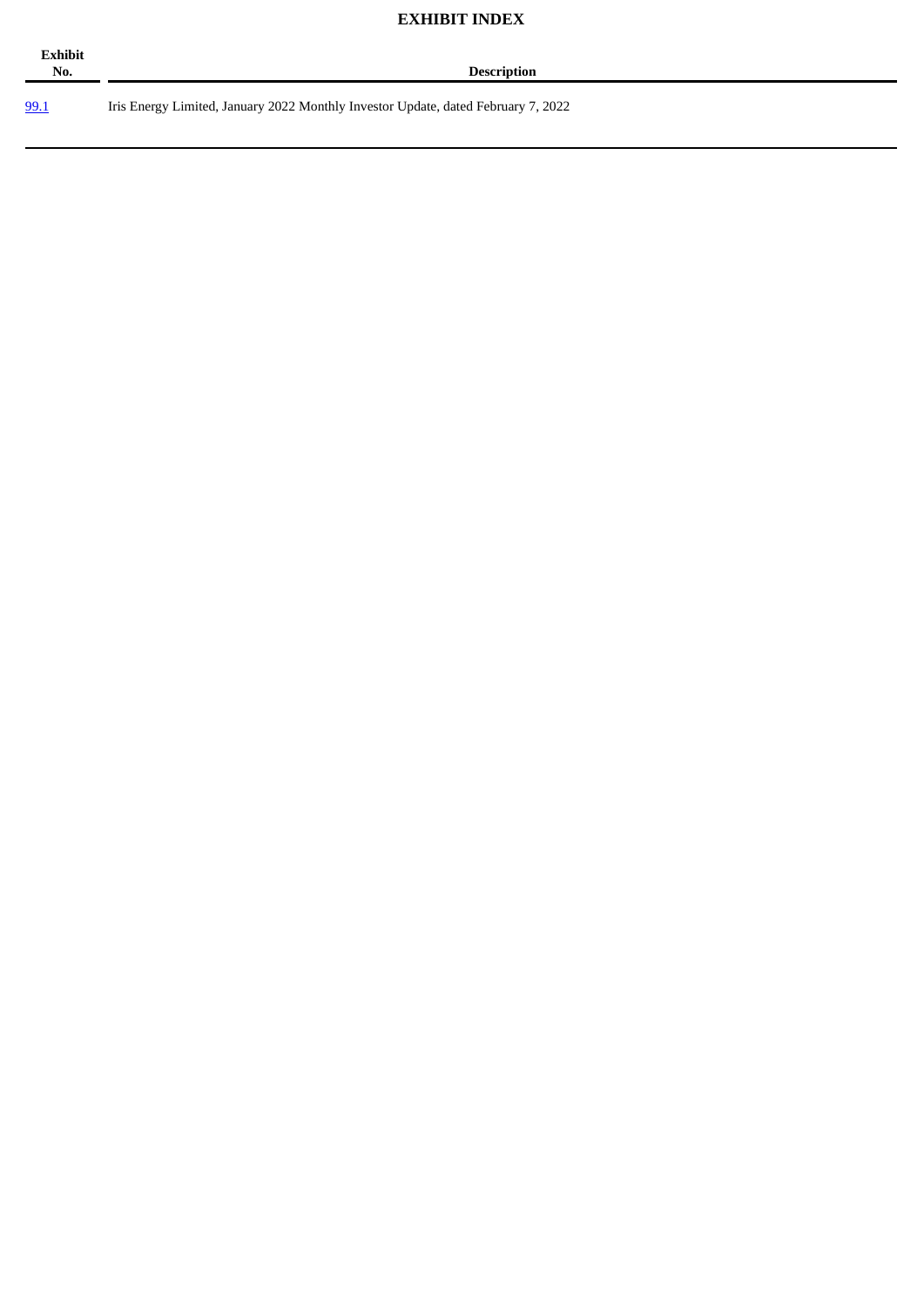# EXHIBIT INDEX

| Exhibit No. | Description |
| --- | --- |
| 99.1 | Iris Energy Limited, January 2022 Monthly Investor Update, dated February 7, 2022 |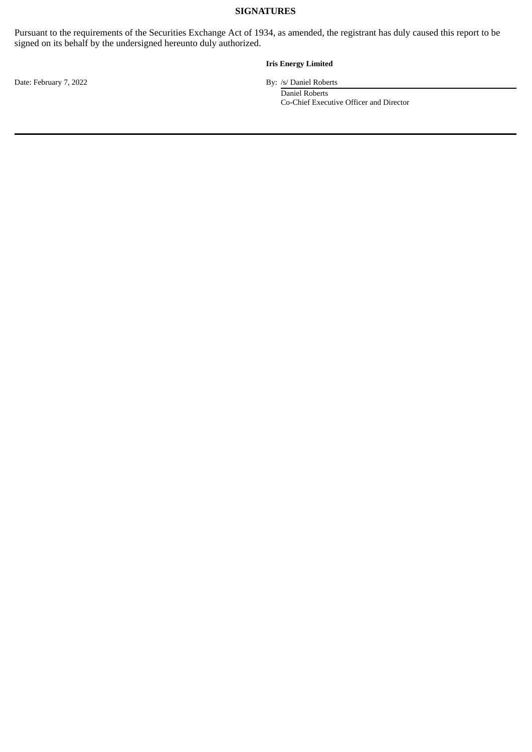## SIGNATURES

Pursuant to the requirements of the Securities Exchange Act of 1934, as amended, the registrant has duly caused this report to be signed on its behalf by the undersigned hereunto duly authorized.

**Iris Energy Limited**

Date: February 7, 2022

By: /s/ Daniel Roberts

Daniel Roberts
Co-Chief Executive Officer and Director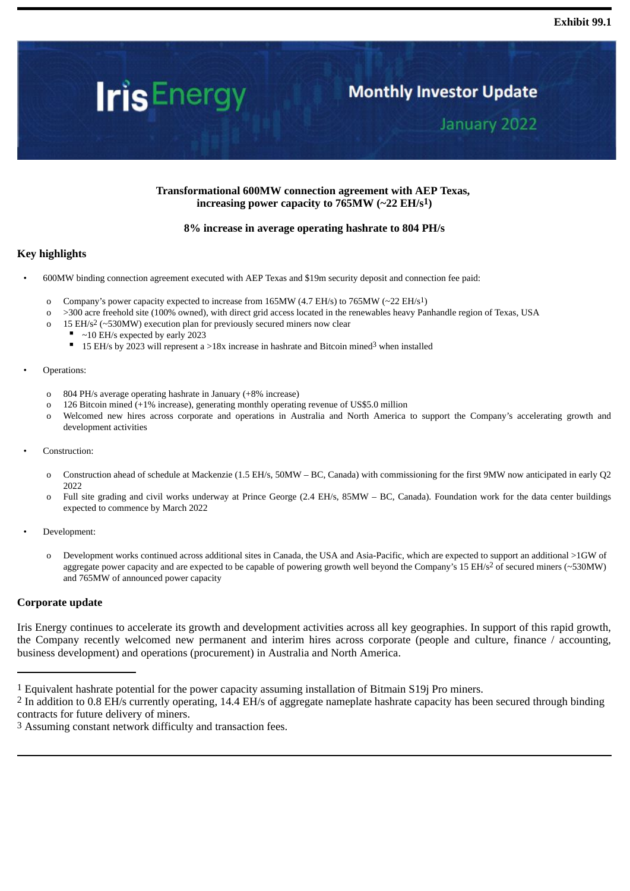**Exhibit 99.1**

# Iris Energy

## Monthly Investor Update

## January 2022

**Transformational 600MW connection agreement with AEP Texas, increasing power capacity to 765MW (~22 EH/s[1])**

**8% increase in average operating hashrate to 804 PH/s**

### Key highlights

- 600MW binding connection agreement executed with AEP Texas and $19m security deposit and connection fee paid:
  - Company's power capacity expected to increase from 165MW (4.7 EH/s) to 765MW (~22 EH/s[1])
  - >300 acre freehold site (100% owned), with direct grid access located in the renewables heavy Panhandle region of Texas, USA
  - 15 EH/s[2] (~530MW) execution plan for previously secured miners now clear
    - ~10 EH/s expected by early 2023
    - 15 EH/s by 2023 will represent a >18x increase in hashrate and Bitcoin mined[3] when installed
- Operations:
  - 804 PH/s average operating hashrate in January (+8% increase)
  - 126 Bitcoin mined (+1% increase), generating monthly operating revenue of US$5.0 million
  - Welcomed new hires across corporate and operations in Australia and North America to support the Company's accelerating growth and development activities
- Construction:
  - Construction ahead of schedule at Mackenzie (1.5 EH/s, 50MW – BC, Canada) with commissioning for the first 9MW now anticipated in early Q2 2022
  - Full site grading and civil works underway at Prince George (2.4 EH/s, 85MW – BC, Canada). Foundation work for the data center buildings expected to commence by March 2022
- Development:
  - Development works continued across additional sites in Canada, the USA and Asia-Pacific, which are expected to support an additional >1GW of aggregate power capacity and are expected to be capable of powering growth well beyond the Company's 15 EH/s[2] of secured miners (~530MW) and 765MW of announced power capacity

### Corporate update

Iris Energy continues to accelerate its growth and development activities across all key geographies. In support of this rapid growth, the Company recently welcomed new permanent and interim hires across corporate (people and culture, finance / accounting, business development) and operations (procurement) in Australia and North America.

---

[1] Equivalent hashrate potential for the power capacity assuming installation of Bitmain S19j Pro miners.

[2] In addition to 0.8 EH/s currently operating, 14.4 EH/s of aggregate nameplate hashrate capacity has been secured through binding contracts for future delivery of miners.

[3] Assuming constant network difficulty and transaction fees.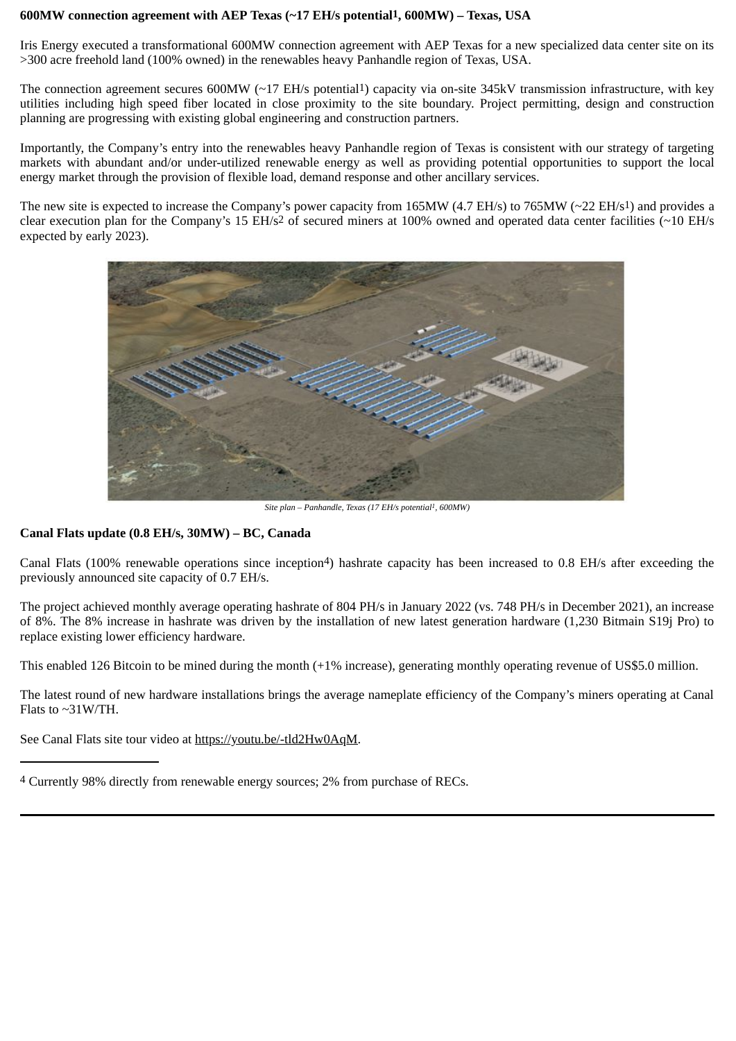**600MW connection agreement with AEP Texas (~17 EH/s potential[1], 600MW) – Texas, USA**

Iris Energy executed a transformational 600MW connection agreement with AEP Texas for a new specialized data center site on its >300 acre freehold land (100% owned) in the renewables heavy Panhandle region of Texas, USA.

The connection agreement secures 600MW (~17 EH/s potential[1]) capacity via on-site 345kV transmission infrastructure, with key utilities including high speed fiber located in close proximity to the site boundary. Project permitting, design and construction planning are progressing with existing global engineering and construction partners.

Importantly, the Company's entry into the renewables heavy Panhandle region of Texas is consistent with our strategy of targeting markets with abundant and/or under-utilized renewable energy as well as providing potential opportunities to support the local energy market through the provision of flexible load, demand response and other ancillary services.

The new site is expected to increase the Company's power capacity from 165MW (4.7 EH/s) to 765MW (~22 EH/s[1]) and provides a clear execution plan for the Company's 15 EH/s[2] of secured miners at 100% owned and operated data center facilities (~10 EH/s expected by early 2023).

*Site plan – Panhandle, Texas (17 EH/s potential[1], 600MW)*

**Canal Flats update (0.8 EH/s, 30MW) – BC, Canada**

Canal Flats (100% renewable operations since inception[4]) hashrate capacity has been increased to 0.8 EH/s after exceeding the previously announced site capacity of 0.7 EH/s.

The project achieved monthly average operating hashrate of 804 PH/s in January 2022 (vs. 748 PH/s in December 2021), an increase of 8%. The 8% increase in hashrate was driven by the installation of new latest generation hardware (1,230 Bitmain S19j Pro) to replace existing lower efficiency hardware.

This enabled 126 Bitcoin to be mined during the month (+1% increase), generating monthly operating revenue of US$5.0 million.

The latest round of new hardware installations brings the average nameplate efficiency of the Company's miners operating at Canal Flats to ~31W/TH.

See Canal Flats site tour video at https://youtu.be/-tld2Hw0AqM.

---

[4] Currently 98% directly from renewable energy sources; 2% from purchase of RECs.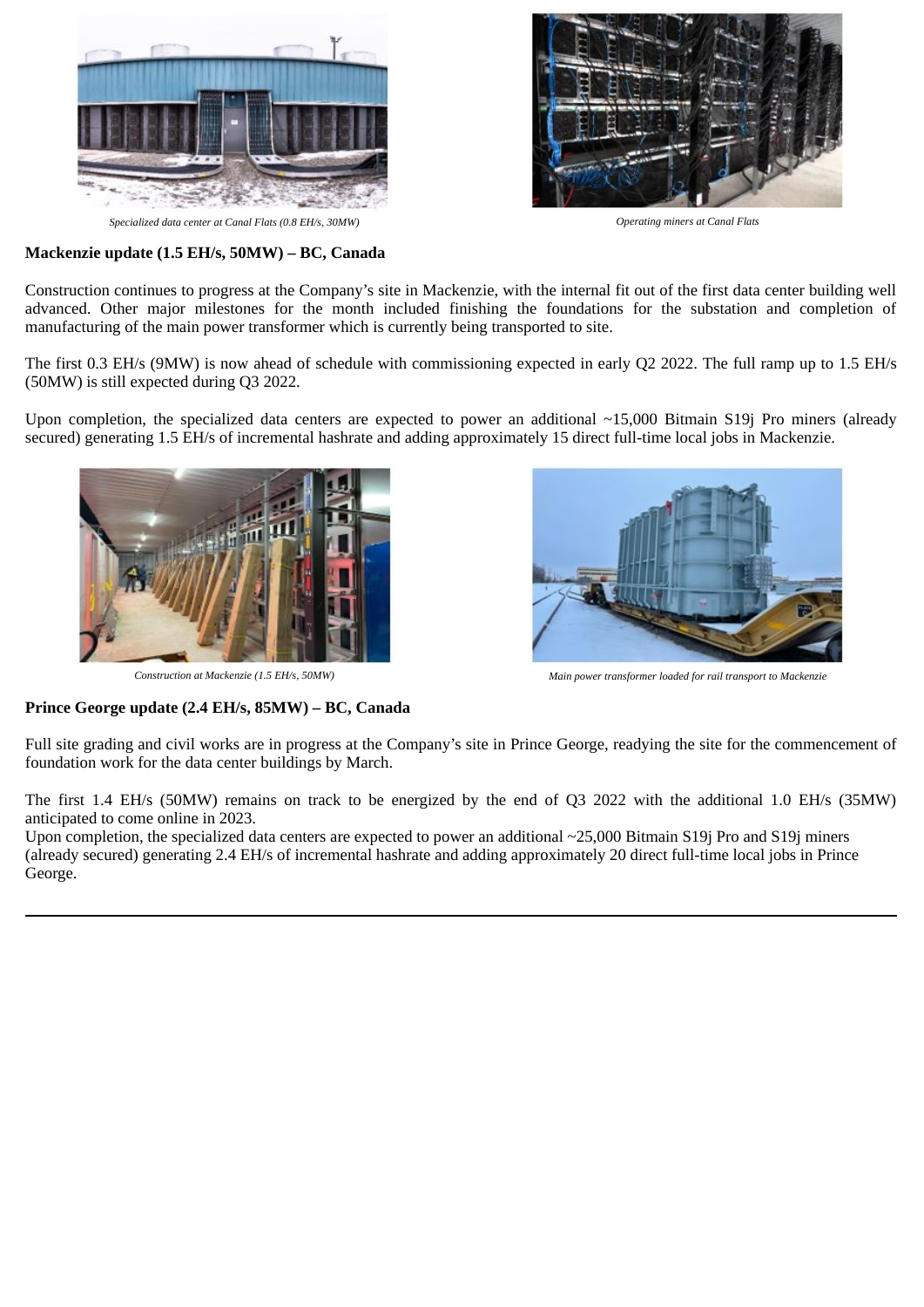*Specialized data center at Canal Flats (0.8 EH/s, 30MW)*

*Operating miners at Canal Flats*

**Mackenzie update (1.5 EH/s, 50MW) – BC, Canada**

Construction continues to progress at the Company's site in Mackenzie, with the internal fit out of the first data center building well advanced. Other major milestones for the month included finishing the foundations for the substation and completion of manufacturing of the main power transformer which is currently being transported to site.

The first 0.3 EH/s (9MW) is now ahead of schedule with commissioning expected in early Q2 2022. The full ramp up to 1.5 EH/s (50MW) is still expected during Q3 2022.

Upon completion, the specialized data centers are expected to power an additional ~15,000 Bitmain S19j Pro miners (already secured) generating 1.5 EH/s of incremental hashrate and adding approximately 15 direct full-time local jobs in Mackenzie.

*Construction at Mackenzie (1.5 EH/s, 50MW)*

*Main power transformer loaded for rail transport to Mackenzie*

**Prince George update (2.4 EH/s, 85MW) – BC, Canada**

Full site grading and civil works are in progress at the Company's site in Prince George, readying the site for the commencement of foundation work for the data center buildings by March.

The first 1.4 EH/s (50MW) remains on track to be energized by the end of Q3 2022 with the additional 1.0 EH/s (35MW) anticipated to come online in 2023.

Upon completion, the specialized data centers are expected to power an additional ~25,000 Bitmain S19j Pro and S19j miners (already secured) generating 2.4 EH/s of incremental hashrate and adding approximately 20 direct full-time local jobs in Prince George.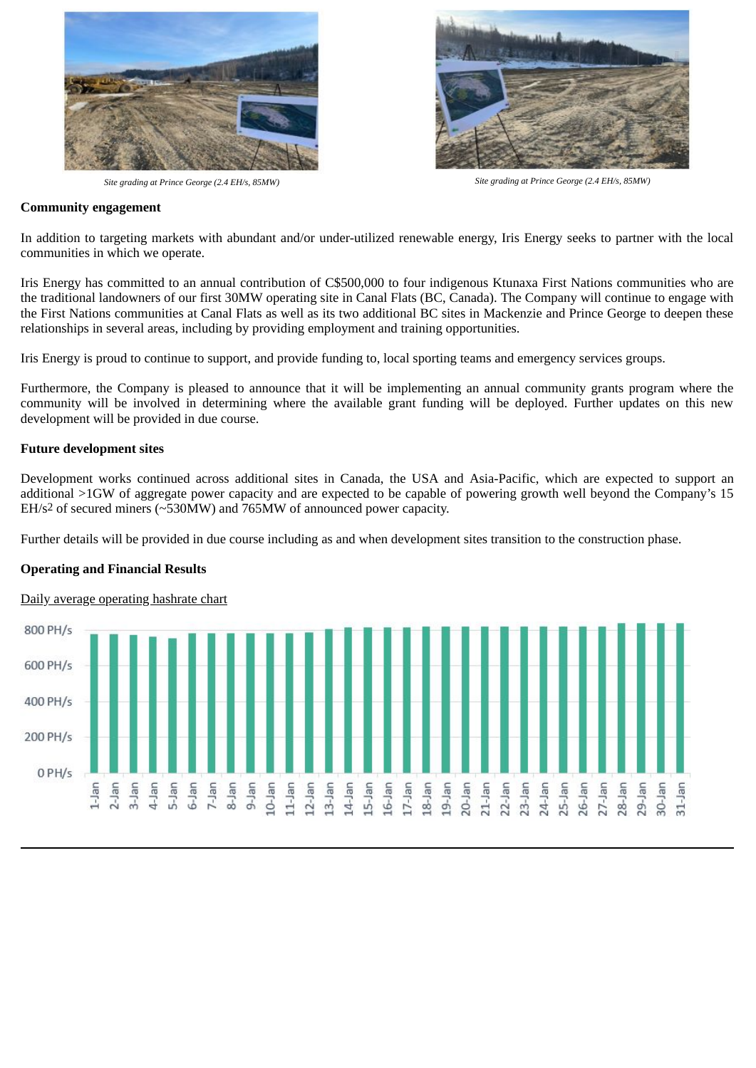*Site grading at Prince George (2.4 EH/s, 85MW)*

*Site grading at Prince George (2.4 EH/s, 85MW)*

**Community engagement**

In addition to targeting markets with abundant and/or under-utilized renewable energy, Iris Energy seeks to partner with the local communities in which we operate.

Iris Energy has committed to an annual contribution of C$500,000 to four indigenous Ktunaxa First Nations communities who are the traditional landowners of our first 30MW operating site in Canal Flats (BC, Canada). The Company will continue to engage with the First Nations communities at Canal Flats as well as its two additional BC sites in Mackenzie and Prince George to deepen these relationships in several areas, including by providing employment and training opportunities.

Iris Energy is proud to continue to support, and provide funding to, local sporting teams and emergency services groups.

Furthermore, the Company is pleased to announce that it will be implementing an annual community grants program where the community will be involved in determining where the available grant funding will be deployed. Further updates on this new development will be provided in due course.

**Future development sites**

Development works continued across additional sites in Canada, the USA and Asia-Pacific, which are expected to support an additional >1GW of aggregate power capacity and are expected to be capable of powering growth well beyond the Company's 15 EH/s[2] of secured miners (~530MW) and 765MW of announced power capacity.

Further details will be provided in due course including as and when development sites transition to the construction phase.

**Operating and Financial Results**

Daily average operating hashrate chart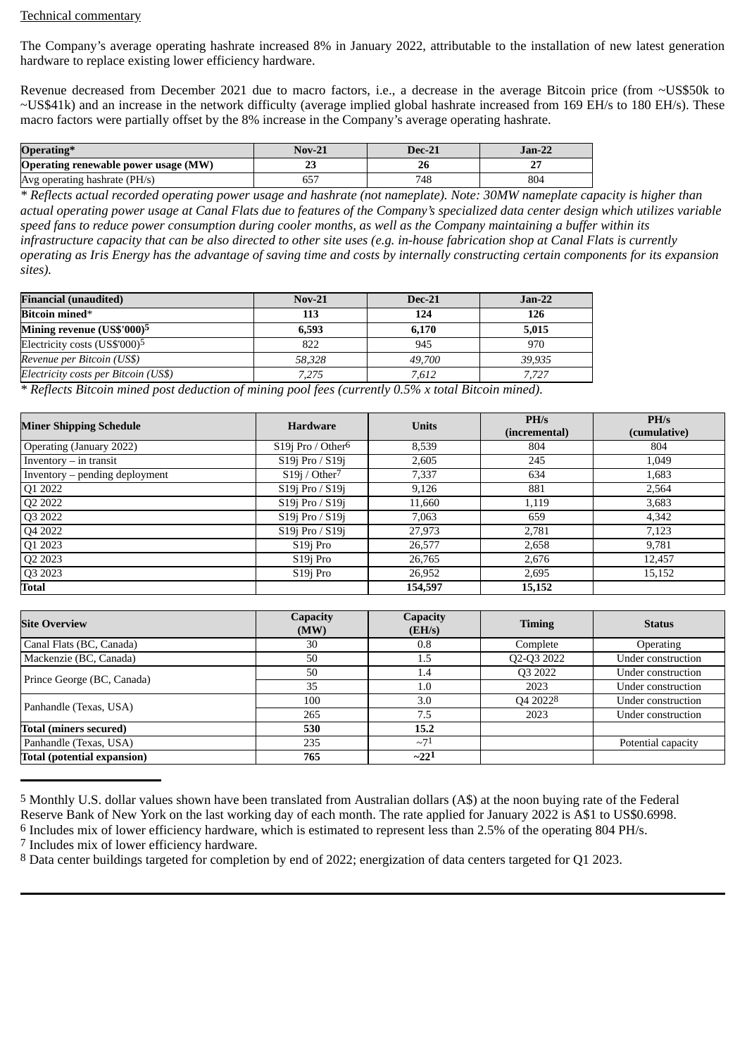Technical commentary

The Company's average operating hashrate increased 8% in January 2022, attributable to the installation of new latest generation hardware to replace existing lower efficiency hardware.

Revenue decreased from December 2021 due to macro factors, i.e., a decrease in the average Bitcoin price (from ~US$50k to ~US$41k) and an increase in the network difficulty (average implied global hashrate increased from 169 EH/s to 180 EH/s). These macro factors were partially offset by the 8% increase in the Company's average operating hashrate.

| **Operating*** | **Nov-21** | **Dec-21** | **Jan-22** |
|---|---|---|---|
| **Operating renewable power usage (MW)** | **23** | **26** | **27** |
| Avg operating hashrate (PH/s) | 657 | 748 | 804 |

*\* Reflects actual recorded operating power usage and hashrate (not nameplate). Note: 30MW nameplate capacity is higher than actual operating power usage at Canal Flats due to features of the Company's specialized data center design which utilizes variable speed fans to reduce power consumption during cooler months, as well as the Company maintaining a buffer within its infrastructure capacity that can be also directed to other site uses (e.g. in-house fabrication shop at Canal Flats is currently operating as Iris Energy has the advantage of saving time and costs by internally constructing certain components for its expansion sites).*

| **Financial (unaudited)** | **Nov-21** | **Dec-21** | **Jan-22** |
|---|---|---|---|
| **Bitcoin mined*** | **113** | **124** | **126** |
| **Mining revenue (US$'000)[5]** | **6,593** | **6,170** | **5,015** |
| Electricity costs (US$'000)[5] | 822 | 945 | 970 |
| *Revenue per Bitcoin (US$)* | *58,328* | *49,700* | *39,935* |
| *Electricity costs per Bitcoin (US$)* | *7,275* | *7,612* | *7,727* |

*\* Reflects Bitcoin mined post deduction of mining pool fees (currently 0.5% x total Bitcoin mined).*

| **Miner Shipping Schedule** | **Hardware** | **Units** | **PH/s (incremental)** | **PH/s (cumulative)** |
|---|---|---|---|---|
| Operating (January 2022) | S19j Pro / Other[6] | 8,539 | 804 | 804 |
| Inventory – in transit | S19j Pro / S19j | 2,605 | 245 | 1,049 |
| Inventory – pending deployment | S19j / Other[7] | 7,337 | 634 | 1,683 |
| Q1 2022 | S19j Pro / S19j | 9,126 | 881 | 2,564 |
| Q2 2022 | S19j Pro / S19j | 11,660 | 1,119 | 3,683 |
| Q3 2022 | S19j Pro / S19j | 7,063 | 659 | 4,342 |
| Q4 2022 | S19j Pro / S19j | 27,973 | 2,781 | 7,123 |
| Q1 2023 | S19j Pro | 26,577 | 2,658 | 9,781 |
| Q2 2023 | S19j Pro | 26,765 | 2,676 | 12,457 |
| Q3 2023 | S19j Pro | 26,952 | 2,695 | 15,152 |
| **Total** | | **154,597** | **15,152** | |

| **Site Overview** | **Capacity (MW)** | **Capacity (EH/s)** | **Timing** | **Status** |
|---|---|---|---|---|
| Canal Flats (BC, Canada) | 30 | 0.8 | Complete | Operating |
| Mackenzie (BC, Canada) | 50 | 1.5 | Q2-Q3 2022 | Under construction |
| Prince George (BC, Canada) | 50 | 1.4 | Q3 2022 | Under construction |
| | 35 | 1.0 | 2023 | Under construction |
| Panhandle (Texas, USA) | 100 | 3.0 | Q4 2022[8] | Under construction |
| | 265 | 7.5 | 2023 | Under construction |
| **Total (miners secured)** | **530** | **15.2** | | |
| Panhandle (Texas, USA) | 235 | ~7[1] | | Potential capacity |
| **Total (potential expansion)** | **765** | **~22[1]** | | |

---

[5] Monthly U.S. dollar values shown have been translated from Australian dollars (A$) at the noon buying rate of the Federal Reserve Bank of New York on the last working day of each month. The rate applied for January 2022 is A$1 to US$0.6998.
[6] Includes mix of lower efficiency hardware, which is estimated to represent less than 2.5% of the operating 804 PH/s.
[7] Includes mix of lower efficiency hardware.
[8] Data center buildings targeted for completion by end of 2022; energization of data centers targeted for Q1 2023.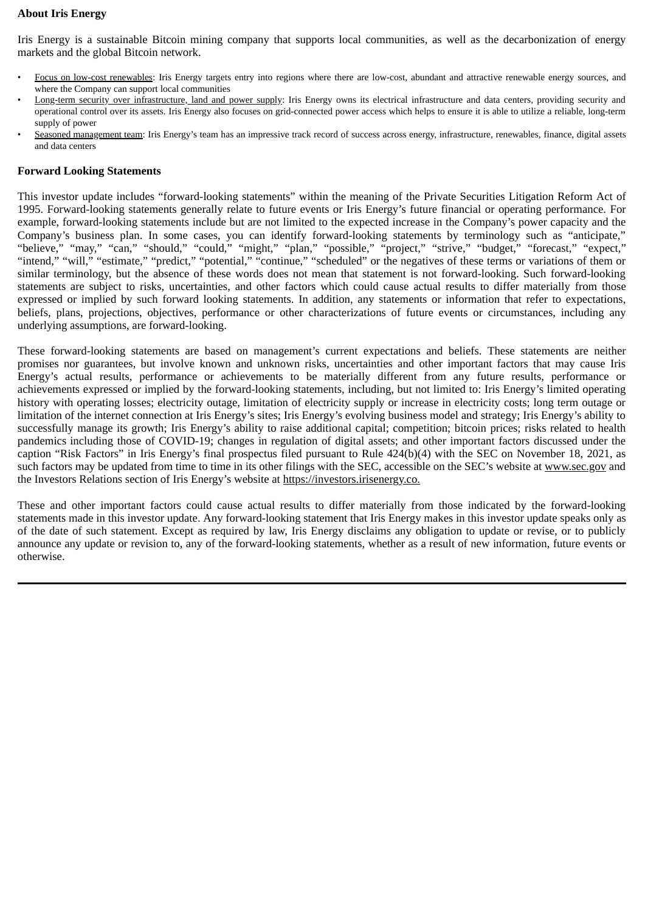**About Iris Energy**

Iris Energy is a sustainable Bitcoin mining company that supports local communities, as well as the decarbonization of energy markets and the global Bitcoin network.

- Focus on low-cost renewables: Iris Energy targets entry into regions where there are low-cost, abundant and attractive renewable energy sources, and where the Company can support local communities
- Long-term security over infrastructure, land and power supply: Iris Energy owns its electrical infrastructure and data centers, providing security and operational control over its assets. Iris Energy also focuses on grid-connected power access which helps to ensure it is able to utilize a reliable, long-term supply of power
- Seasoned management team: Iris Energy's team has an impressive track record of success across energy, infrastructure, renewables, finance, digital assets and data centers

**Forward Looking Statements**

This investor update includes "forward-looking statements" within the meaning of the Private Securities Litigation Reform Act of 1995. Forward-looking statements generally relate to future events or Iris Energy's future financial or operating performance. For example, forward-looking statements include but are not limited to the expected increase in the Company's power capacity and the Company's business plan. In some cases, you can identify forward-looking statements by terminology such as "anticipate," "believe," "may," "can," "should," "could," "might," "plan," "possible," "project," "strive," "budget," "forecast," "expect," "intend," "will," "estimate," "predict," "potential," "continue," "scheduled" or the negatives of these terms or variations of them or similar terminology, but the absence of these words does not mean that statement is not forward-looking. Such forward-looking statements are subject to risks, uncertainties, and other factors which could cause actual results to differ materially from those expressed or implied by such forward looking statements. In addition, any statements or information that refer to expectations, beliefs, plans, projections, objectives, performance or other characterizations of future events or circumstances, including any underlying assumptions, are forward-looking.

These forward-looking statements are based on management's current expectations and beliefs. These statements are neither promises nor guarantees, but involve known and unknown risks, uncertainties and other important factors that may cause Iris Energy's actual results, performance or achievements to be materially different from any future results, performance or achievements expressed or implied by the forward-looking statements, including, but not limited to: Iris Energy's limited operating history with operating losses; electricity outage, limitation of electricity supply or increase in electricity costs; long term outage or limitation of the internet connection at Iris Energy's sites; Iris Energy's evolving business model and strategy; Iris Energy's ability to successfully manage its growth; Iris Energy's ability to raise additional capital; competition; bitcoin prices; risks related to health pandemics including those of COVID-19; changes in regulation of digital assets; and other important factors discussed under the caption "Risk Factors" in Iris Energy's final prospectus filed pursuant to Rule 424(b)(4) with the SEC on November 18, 2021, as such factors may be updated from time to time in its other filings with the SEC, accessible on the SEC's website at www.sec.gov and the Investors Relations section of Iris Energy's website at https://investors.irisenergy.co.

These and other important factors could cause actual results to differ materially from those indicated by the forward-looking statements made in this investor update. Any forward-looking statement that Iris Energy makes in this investor update speaks only as of the date of such statement. Except as required by law, Iris Energy disclaims any obligation to update or revise, or to publicly announce any update or revision to, any of the forward-looking statements, whether as a result of new information, future events or otherwise.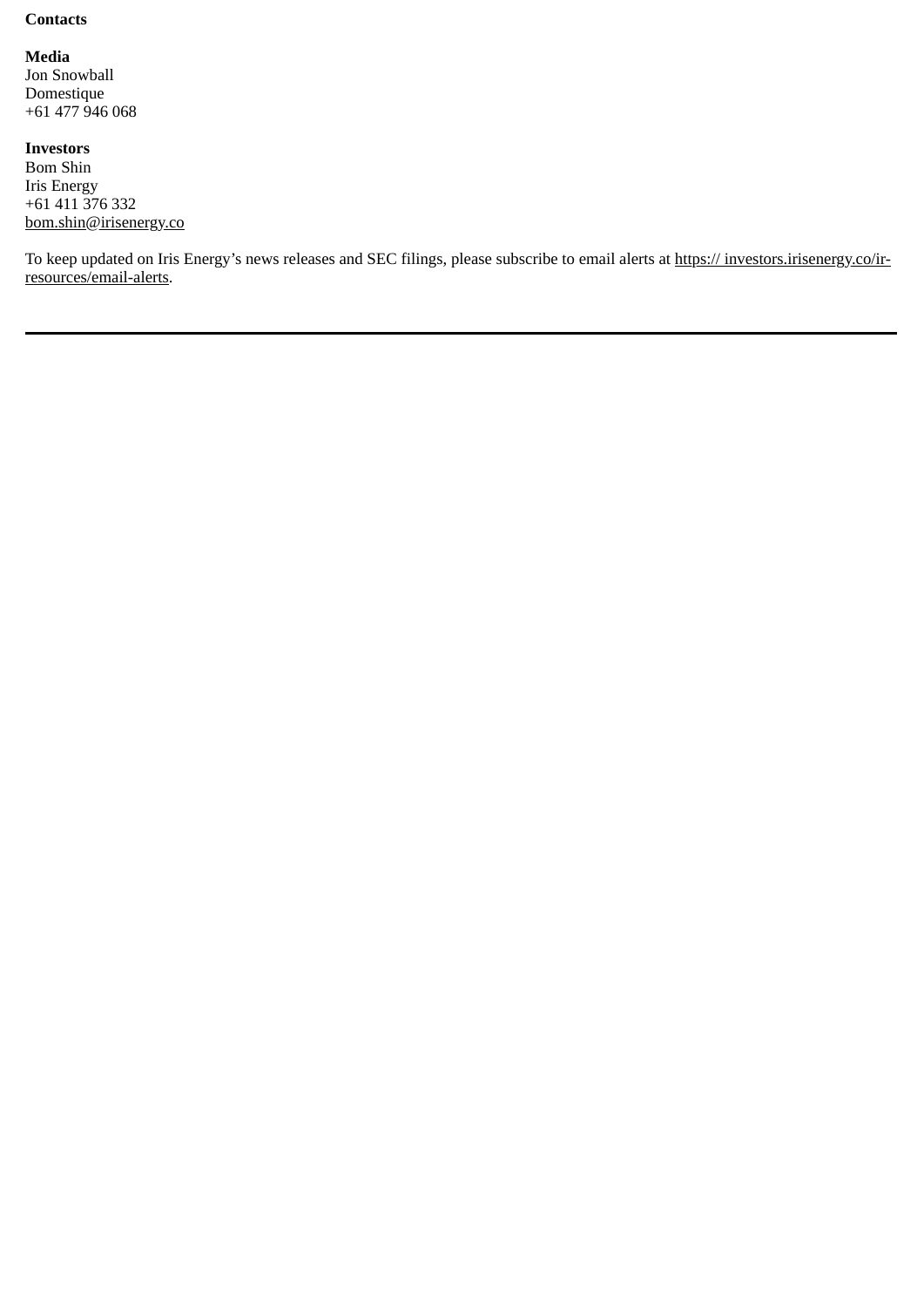**Contacts**

**Media**
Jon Snowball
Domestique
+61 477 946 068

**Investors**
Bom Shin
Iris Energy
+61 411 376 332
bom.shin@irisenergy.co

To keep updated on Iris Energy's news releases and SEC filings, please subscribe to email alerts at https:// investors.irisenergy.co/ir-resources/email-alerts.

---